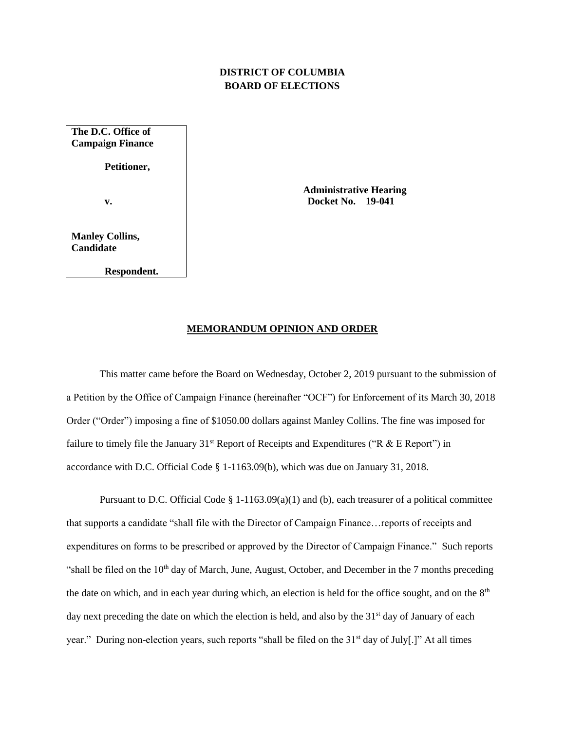**DISTRICT OF COLUMBIA**
**BOARD OF ELECTIONS**

| | |
|---|---|
| **The D.C. Office of Campaign Finance**<br><br>**Petitioner,**<br><br>**v.**<br><br>**Manley Collins, Candidate**<br><br>**Respondent.** | **Administrative Hearing Docket No. 19-041** |

## MEMORANDUM OPINION AND ORDER

This matter came before the Board on Wednesday, October 2, 2019 pursuant to the submission of a Petition by the Office of Campaign Finance (hereinafter "OCF") for Enforcement of its March 30, 2018 Order ("Order") imposing a fine of $1050.00 dollars against Manley Collins. The fine was imposed for failure to timely file the January 31st Report of Receipts and Expenditures ("R & E Report") in accordance with D.C. Official Code § 1-1163.09(b), which was due on January 31, 2018.

Pursuant to D.C. Official Code § 1-1163.09(a)(1) and (b), each treasurer of a political committee that supports a candidate "shall file with the Director of Campaign Finance…reports of receipts and expenditures on forms to be prescribed or approved by the Director of Campaign Finance." Such reports "shall be filed on the 10th day of March, June, August, October, and December in the 7 months preceding the date on which, and in each year during which, an election is held for the office sought, and on the 8th day next preceding the date on which the election is held, and also by the 31st day of January of each year." During non-election years, such reports "shall be filed on the 31st day of July[.]" At all times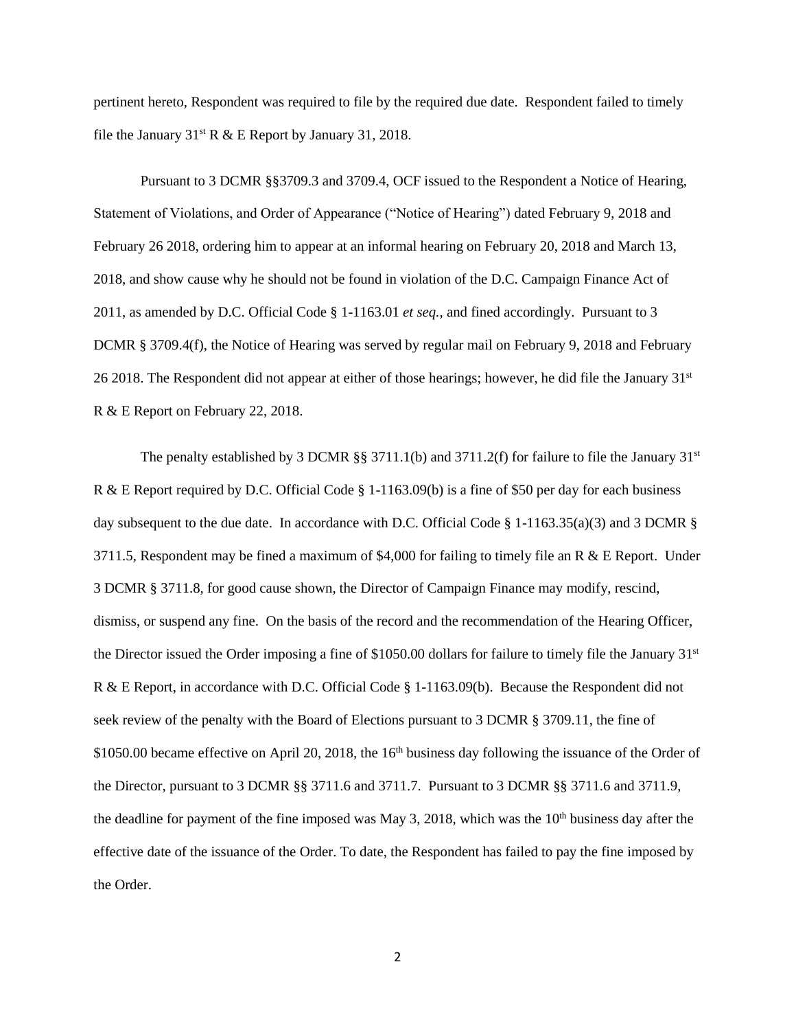pertinent hereto, Respondent was required to file by the required due date. Respondent failed to timely file the January 31st R & E Report by January 31, 2018.

Pursuant to 3 DCMR §§3709.3 and 3709.4, OCF issued to the Respondent a Notice of Hearing, Statement of Violations, and Order of Appearance ("Notice of Hearing") dated February 9, 2018 and February 26 2018, ordering him to appear at an informal hearing on February 20, 2018 and March 13, 2018, and show cause why he should not be found in violation of the D.C. Campaign Finance Act of 2011, as amended by D.C. Official Code § 1-1163.01 *et seq.*, and fined accordingly. Pursuant to 3 DCMR § 3709.4(f), the Notice of Hearing was served by regular mail on February 9, 2018 and February 26 2018. The Respondent did not appear at either of those hearings; however, he did file the January 31st R & E Report on February 22, 2018.

The penalty established by 3 DCMR §§ 3711.1(b) and 3711.2(f) for failure to file the January 31st R & E Report required by D.C. Official Code § 1-1163.09(b) is a fine of $50 per day for each business day subsequent to the due date. In accordance with D.C. Official Code § 1-1163.35(a)(3) and 3 DCMR § 3711.5, Respondent may be fined a maximum of $4,000 for failing to timely file an R & E Report. Under 3 DCMR § 3711.8, for good cause shown, the Director of Campaign Finance may modify, rescind, dismiss, or suspend any fine. On the basis of the record and the recommendation of the Hearing Officer, the Director issued the Order imposing a fine of $1050.00 dollars for failure to timely file the January 31st R & E Report, in accordance with D.C. Official Code § 1-1163.09(b). Because the Respondent did not seek review of the penalty with the Board of Elections pursuant to 3 DCMR § 3709.11, the fine of $1050.00 became effective on April 20, 2018, the 16th business day following the issuance of the Order of the Director, pursuant to 3 DCMR §§ 3711.6 and 3711.7. Pursuant to 3 DCMR §§ 3711.6 and 3711.9, the deadline for payment of the fine imposed was May 3, 2018, which was the 10th business day after the effective date of the issuance of the Order. To date, the Respondent has failed to pay the fine imposed by the Order.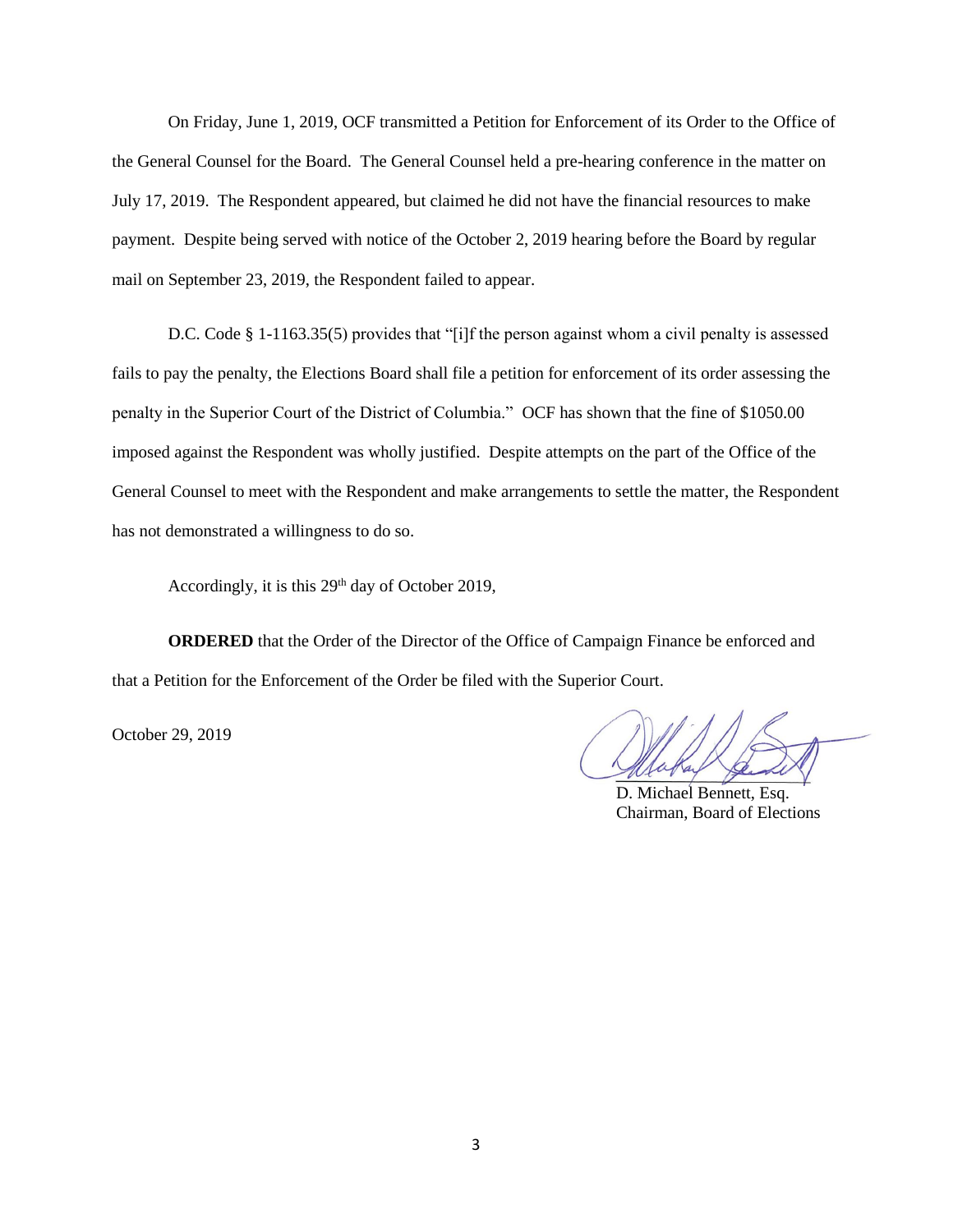On Friday, June 1, 2019, OCF transmitted a Petition for Enforcement of its Order to the Office of the General Counsel for the Board. The General Counsel held a pre-hearing conference in the matter on July 17, 2019. The Respondent appeared, but claimed he did not have the financial resources to make payment. Despite being served with notice of the October 2, 2019 hearing before the Board by regular mail on September 23, 2019, the Respondent failed to appear.

D.C. Code § 1-1163.35(5) provides that "[i]f the person against whom a civil penalty is assessed fails to pay the penalty, the Elections Board shall file a petition for enforcement of its order assessing the penalty in the Superior Court of the District of Columbia." OCF has shown that the fine of $1050.00 imposed against the Respondent was wholly justified. Despite attempts on the part of the Office of the General Counsel to meet with the Respondent and make arrangements to settle the matter, the Respondent has not demonstrated a willingness to do so.

Accordingly, it is this 29th day of October 2019,

**ORDERED** that the Order of the Director of the Office of Campaign Finance be enforced and that a Petition for the Enforcement of the Order be filed with the Superior Court.

October 29, 2019

D. Michael Bennett, Esq.
Chairman, Board of Elections